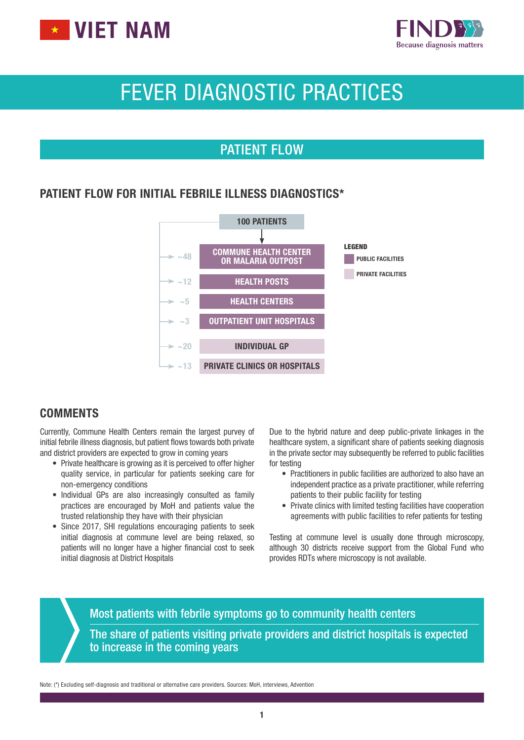# VIET NAM

FIND Because diagnosis matters

# FEVER DIAGNOSTIC PRACTICES

## PATIENT FLOW

### PATIENT FLOW FOR INITIAL FEBRILE ILLNESS DIAGNOSTICS*

100 PATIENTS

| Share | Facility | Type |
|---|---|---|
| ~48 | COMMUNE HEALTH CENTER OR MALARIA OUTPOST | Public facilities |
| ~12 | HEALTH POSTS | Public facilities |
| ~5 | HEALTH CENTERS | Public facilities |
| ~3 | OUTPATIENT UNIT HOSPITALS | Public facilities |
| ~20 | INDIVIDUAL GP | Private facilities |
| ~13 | PRIVATE CLINICS OR HOSPITALS | Private facilities |

LEGEND
- PUBLIC FACILITIES
- PRIVATE FACILITIES

## COMMENTS

Currently, Commune Health Centers remain the largest purvey of initial febrile illness diagnosis, but patient flows towards both private and district providers are expected to grow in coming years

- Private healthcare is growing as it is perceived to offer higher quality service, in particular for patients seeking care for non-emergency conditions
- Individual GPs are also increasingly consulted as family practices are encouraged by MoH and patients value the trusted relationship they have with their physician
- Since 2017, SHI regulations encouraging patients to seek initial diagnosis at commune level are being relaxed, so patients will no longer have a higher financial cost to seek initial diagnosis at District Hospitals

Due to the hybrid nature and deep public-private linkages in the healthcare system, a significant share of patients seeking diagnosis in the private sector may subsequently be referred to public facilities for testing

- Practitioners in public facilities are authorized to also have an independent practice as a private practitioner, while referring patients to their public facility for testing
- Private clinics with limited testing facilities have cooperation agreements with public facilities to refer patients for testing

Testing at commune level is usually done through microscopy, although 30 districts receive support from the Global Fund who provides RDTs where microscopy is not available.

> Most patients with febrile symptoms go to community health centers
>
> The share of patients visiting private providers and district hospitals is expected to increase in the coming years

Note: (*) Excluding self-diagnosis and traditional or alternative care providers. Sources: MoH, interviews, Advention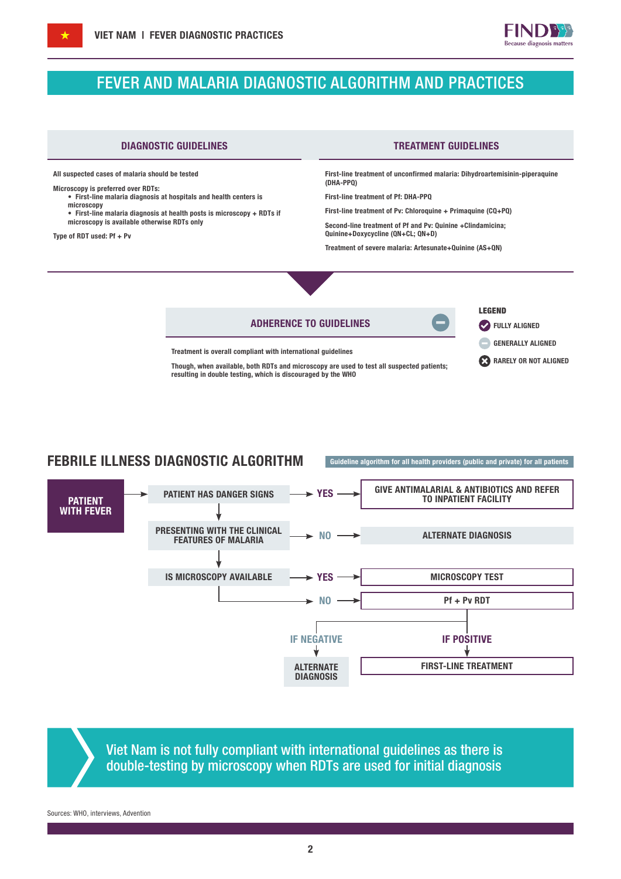# FEVER AND MALARIA DIAGNOSTIC ALGORITHM AND PRACTICES

## DIAGNOSTIC GUIDELINES

All suspected cases of malaria should be tested

Microscopy is preferred over RDTs:
- First-line malaria diagnosis at hospitals and health centers is microscopy
- First-line malaria diagnosis at health posts is microscopy + RDTs if microscopy is available otherwise RDTs only

Type of RDT used: Pf + Pv

## TREATMENT GUIDELINES

First-line treatment of unconfirmed malaria: Dihydroartemisinin-piperaquine (DHA-PPQ)

First-line treatment of Pf: DHA-PPQ

First-line treatment of Pv: Chloroquine + Primaquine (CQ+PQ)

Second-line treatment of Pf and Pv: Quinine +Clindamicina; Quinine+Doxycycline (QN+CL; QN+D)

Treatment of severe malaria: Artesunate+Quinine (AS+QN)

## ADHERENCE TO GUIDELINES

Treatment is overall compliant with international guidelines

Though, when available, both RDTs and microscopy are used to test all suspected patients; resulting in double testing, which is discouraged by the WHO

**LEGEND**
- FULLY ALIGNED
- GENERALLY ALIGNED
- RARELY OR NOT ALIGNED

## FEBRILE ILLNESS DIAGNOSTIC ALGORITHM

Guideline algorithm for all health providers (public and private) for all patients

- PATIENT WITH FEVER → PATIENT HAS DANGER SIGNS → YES → GIVE ANTIMALARIAL & ANTIBIOTICS AND REFER TO INPATIENT FACILITY
- PRESENTING WITH THE CLINICAL FEATURES OF MALARIA → NO → ALTERNATE DIAGNOSIS
- IS MICROSCOPY AVAILABLE → YES → MICROSCOPY TEST
- IS MICROSCOPY AVAILABLE → NO → Pf + Pv RDT
  - IF NEGATIVE → ALTERNATE DIAGNOSIS
  - IF POSITIVE → FIRST-LINE TREATMENT

Viet Nam is not fully compliant with international guidelines as there is double-testing by microscopy when RDTs are used for initial diagnosis

Sources: WHO, interviews, Advention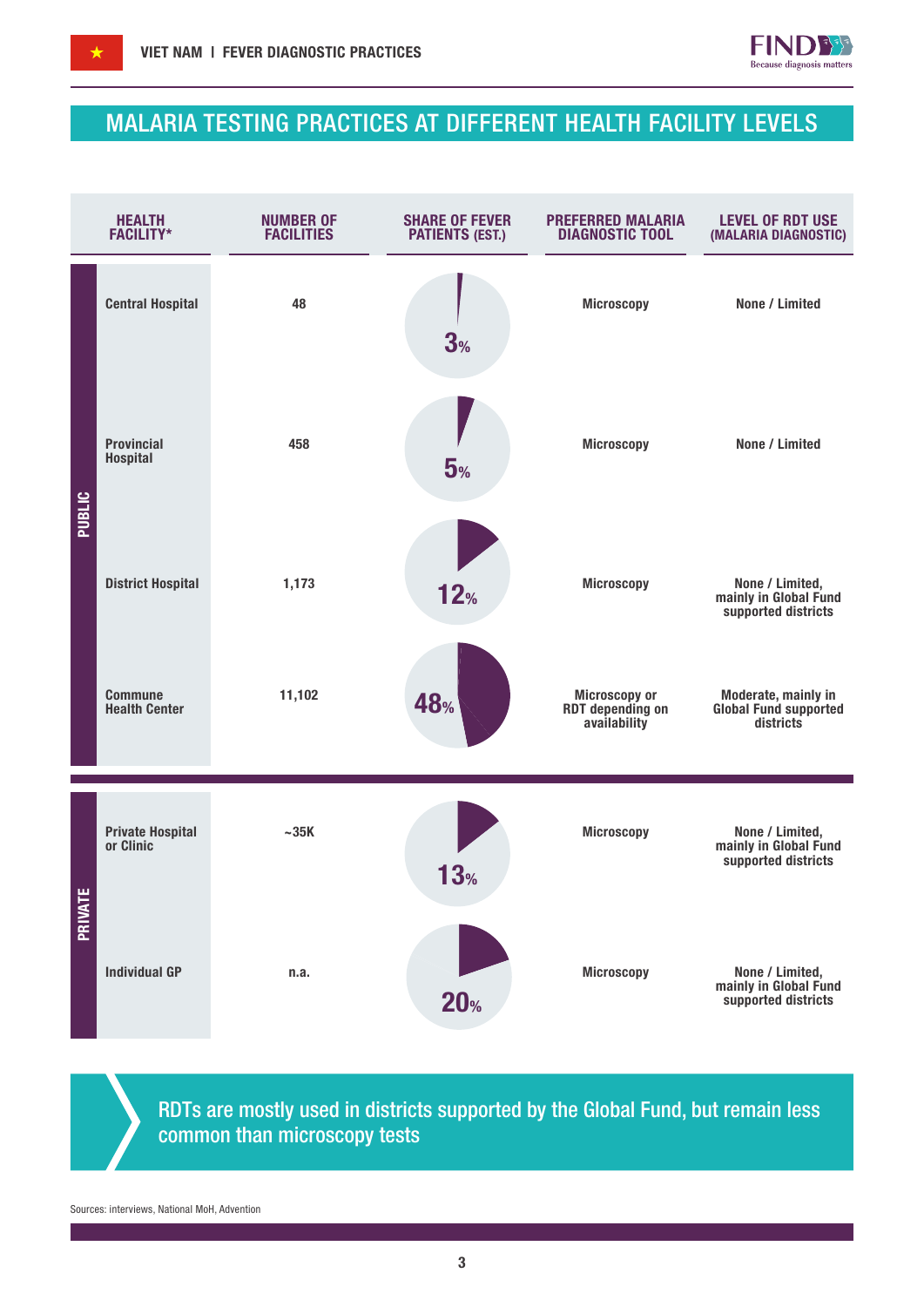## MALARIA TESTING PRACTICES AT DIFFERENT HEALTH FACILITY LEVELS

| | HEALTH FACILITY* | NUMBER OF FACILITIES | SHARE OF FEVER PATIENTS (EST.) | PREFERRED MALARIA DIAGNOSTIC TOOL | LEVEL OF RDT USE (MALARIA DIAGNOSTIC) |
|---|---|---|---|---|---|
| PUBLIC | Central Hospital | 48 | 3% | Microscopy | None / Limited |
| PUBLIC | Provincial Hospital | 458 | 5% | Microscopy | None / Limited |
| PUBLIC | District Hospital | 1,173 | 12% | Microscopy | None / Limited, mainly in Global Fund supported districts |
| PUBLIC | Commune Health Center | 11,102 | 48% | Microscopy or RDT depending on availability | Moderate, mainly in Global Fund supported districts |
| PRIVATE | Private Hospital or Clinic | ~35K | 13% | Microscopy | None / Limited, mainly in Global Fund supported districts |
| PRIVATE | Individual GP | n.a. | 20% | Microscopy | None / Limited, mainly in Global Fund supported districts |

RDTs are mostly used in districts supported by the Global Fund, but remain less common than microscopy tests

Sources: interviews, National MoH, Advention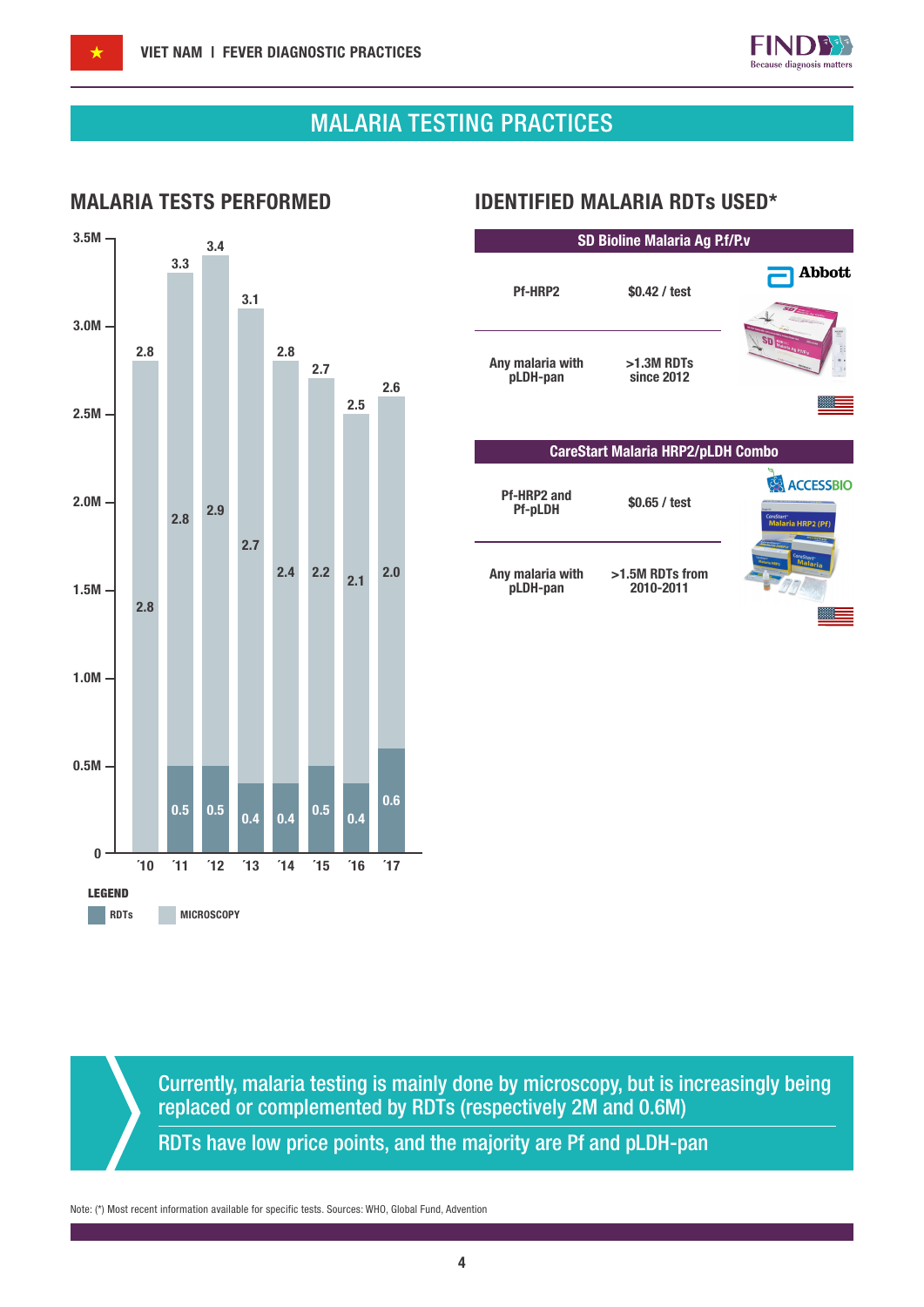# MALARIA TESTING PRACTICES

## MALARIA TESTS PERFORMED

| Year | Total (M) | Microscopy (M) | RDTs (M) |
|---|---|---|---|
| ´10 | 2.8 | 2.8 | |
| ´11 | 3.3 | 2.8 | 0.5 |
| ´12 | 3.4 | 2.9 | 0.5 |
| ´13 | 3.1 | 2.7 | 0.4 |
| ´14 | 2.8 | 2.4 | 0.4 |
| ´15 | 2.7 | 2.2 | 0.5 |
| ´16 | 2.5 | 2.1 | 0.4 |
| ´17 | 2.6 | 2.0 | 0.6 |

LEGEND: RDTs, MICROSCOPY

## IDENTIFIED MALARIA RDTs USED*

**SD Bioline Malaria Ag P.f/P.v** (Abbott)

| | |
|---|---|
| Pf-HRP2 | $0.42 / test |
| Any malaria with pLDH-pan | >1.3M RDTs since 2012 |

**CareStart Malaria HRP2/pLDH Combo** (ACCESSBIO)

| | |
|---|---|
| Pf-HRP2 and Pf-pLDH | $0.65 / test |
| Any malaria with pLDH-pan | >1.5M RDTs from 2010-2011 |

Currently, malaria testing is mainly done by microscopy, but is increasingly being replaced or complemented by RDTs (respectively 2M and 0.6M)

RDTs have low price points, and the majority are Pf and pLDH-pan

Note: (*) Most recent information available for specific tests. Sources: WHO, Global Fund, Advention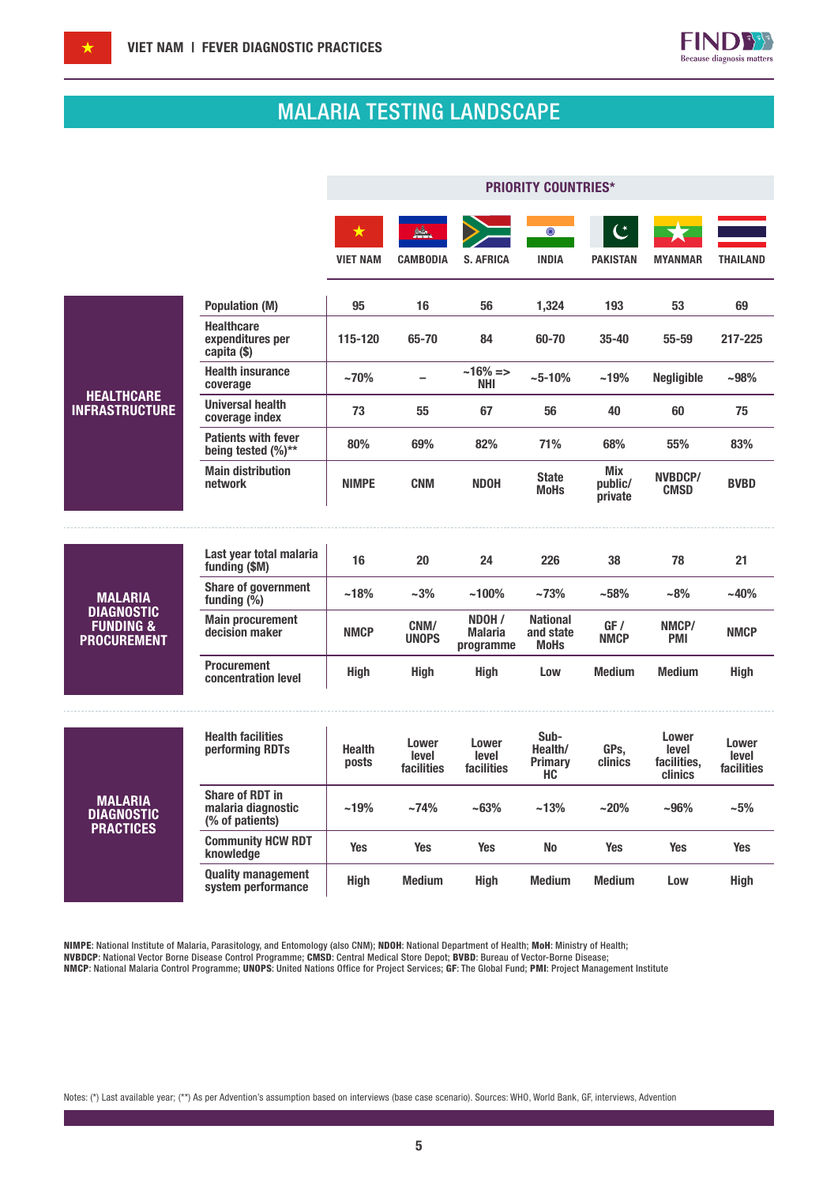# MALARIA TESTING LANDSCAPE

| | | PRIORITY COUNTRIES* | | | | | | |
|---|---|---|---|---|---|---|---|---|
| | | VIET NAM | CAMBODIA | S. AFRICA | INDIA | PAKISTAN | MYANMAR | THAILAND |
| **HEALTHCARE INFRASTRUCTURE** | Population (M) | 95 | 16 | 56 | 1,324 | 193 | 53 | 69 |
| | Healthcare expenditures per capita ($) | 115-120 | 65-70 | 84 | 60-70 | 35-40 | 55-59 | 217-225 |
| | Health insurance coverage | ~70% | – | ~16% => NHI | ~5-10% | ~19% | Negligible | ~98% |
| | Universal health coverage index | 73 | 55 | 67 | 56 | 40 | 60 | 75 |
| | Patients with fever being tested (%)** | 80% | 69% | 82% | 71% | 68% | 55% | 83% |
| | Main distribution network | NIMPE | CNM | NDOH | State MoHs | Mix public/ private | NVBDCP/ CMSD | BVBD |
| **MALARIA DIAGNOSTIC FUNDING & PROCUREMENT** | Last year total malaria funding ($M) | 16 | 20 | 24 | 226 | 38 | 78 | 21 |
| | Share of government funding (%) | ~18% | ~3% | ~100% | ~73% | ~58% | ~8% | ~40% |
| | Main procurement decision maker | NMCP | CNM/ UNOPS | NDOH / Malaria programme | National and state MoHs | GF / NMCP | NMCP/ PMI | NMCP |
| | Procurement concentration level | High | High | High | Low | Medium | Medium | High |
| **MALARIA DIAGNOSTIC PRACTICES** | Health facilities performing RDTs | Health posts | Lower level facilities | Lower level facilities | Sub-Health/ Primary HC | GPs, clinics | Lower level facilities, clinics | Lower level facilities |
| | Share of RDT in malaria diagnostic (% of patients) | ~19% | ~74% | ~63% | ~13% | ~20% | ~96% | ~5% |
| | Community HCW RDT knowledge | Yes | Yes | Yes | No | Yes | Yes | Yes |
| | Quality management system performance | High | Medium | High | Medium | Medium | Low | High |

**NIMPE**: National Institute of Malaria, Parasitology, and Entomology (also CNM); **NDOH**: National Department of Health; **MoH**: Ministry of Health; **NVBDCP**: National Vector Borne Disease Control Programme; **CMSD**: Central Medical Store Depot; **BVBD**: Bureau of Vector-Borne Disease; **NMCP**: National Malaria Control Programme; **UNOPS**: United Nations Office for Project Services; **GF**: The Global Fund; **PMI**: Project Management Institute

Notes: (*) Last available year; (**) As per Advention's assumption based on interviews (base case scenario). Sources: WHO, World Bank, GF, interviews, Advention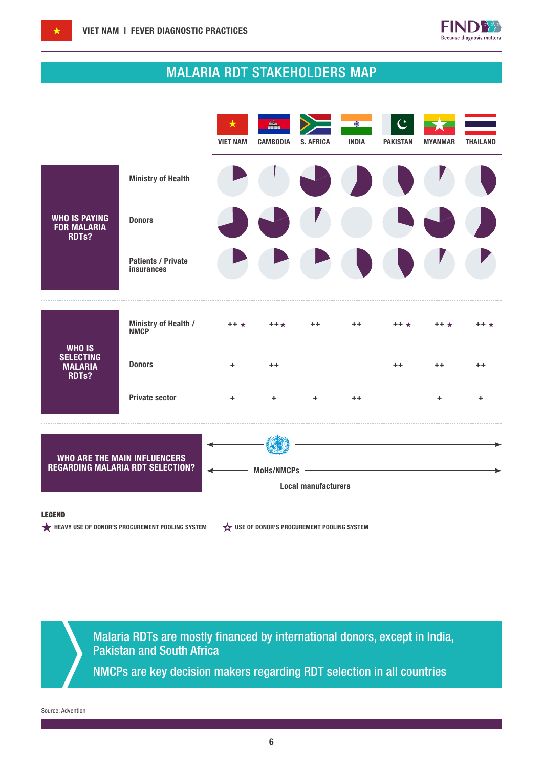## MALARIA RDT STAKEHOLDERS MAP

| | | VIET NAM | CAMBODIA | S. AFRICA | INDIA | PAKISTAN | MYANMAR | THAILAND |
|---|---|---|---|---|---|---|---|---|
| **WHO IS PAYING FOR MALARIA RDTs?** | Ministry of Health | | | | | | | |
| | Donors | | | | | | | |
| | Patients / Private insurances | | | | | | | |
| **WHO IS SELECTING MALARIA RDTs?** | Ministry of Health / NMCP | ++ ★ | ++★ | ++ | ++ | ++ ★ | ++ ★ | ++ ★ |
| | Donors | + | ++ | | | ++ | ++ | ++ |
| | Private sector | + | + | + | ++ | | + | + |

**WHO ARE THE MAIN INFLUENCERS REGARDING MALARIA RDT SELECTION?**

- WHO (all countries)
- MoHs/NMCPs (all countries)
- Local manufacturers

**LEGEND**

★ HEAVY USE OF DONOR'S PROCUREMENT POOLING SYSTEM

☆ USE OF DONOR'S PROCUREMENT POOLING SYSTEM

> Malaria RDTs are mostly financed by international donors, except in India, Pakistan and South Africa
>
> NMCPs are key decision makers regarding RDT selection in all countries

Source: Advention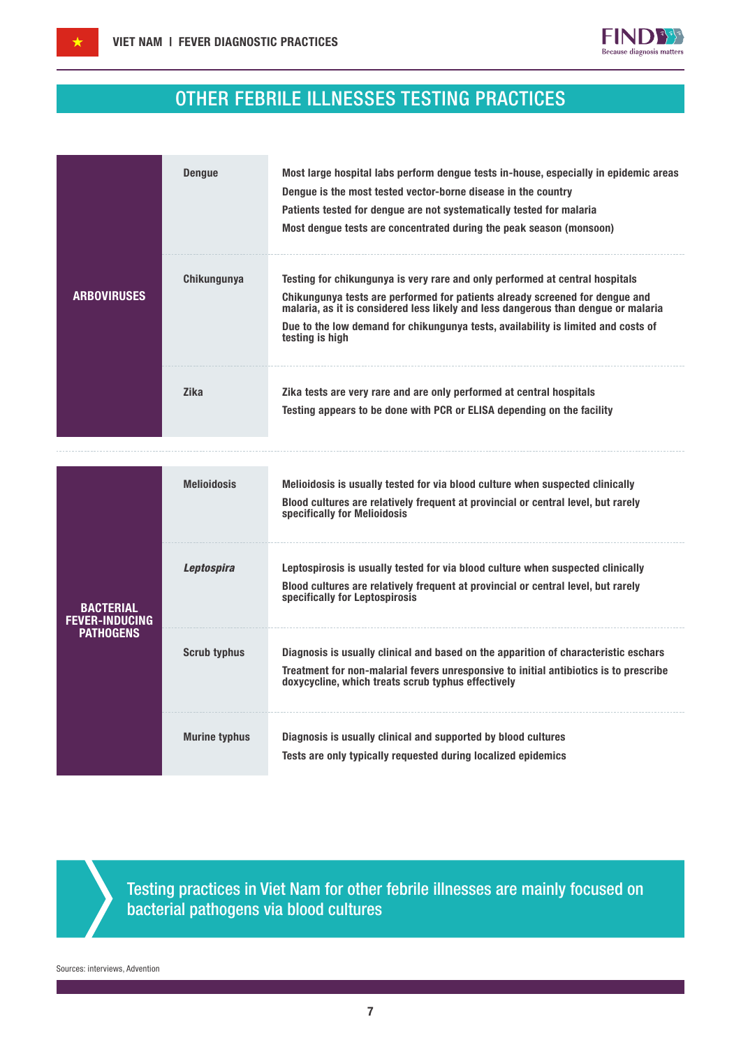## OTHER FEBRILE ILLNESSES TESTING PRACTICES

| | | |
|---|---|---|
| **ARBOVIRUSES** | **Dengue** | **Most large hospital labs perform dengue tests in-house, especially in epidemic areas**<br>**Dengue is the most tested vector-borne disease in the country**<br>**Patients tested for dengue are not systematically tested for malaria**<br>**Most dengue tests are concentrated during the peak season (monsoon)** |
| | **Chikungunya** | **Testing for chikungunya is very rare and only performed at central hospitals**<br>**Chikungunya tests are performed for patients already screened for dengue and malaria, as it is considered less likely and less dangerous than dengue or malaria**<br>**Due to the low demand for chikungunya tests, availability is limited and costs of testing is high** |
| | **Zika** | **Zika tests are very rare and are only performed at central hospitals**<br>**Testing appears to be done with PCR or ELISA depending on the facility** |
| **BACTERIAL FEVER-INDUCING PATHOGENS** | **Melioidosis** | **Melioidosis is usually tested for via blood culture when suspected clinically**<br>**Blood cultures are relatively frequent at provincial or central level, but rarely specifically for Melioidosis** |
| | ***Leptospira*** | **Leptospirosis is usually tested for via blood culture when suspected clinically**<br>**Blood cultures are relatively frequent at provincial or central level, but rarely specifically for Leptospirosis** |
| | **Scrub typhus** | **Diagnosis is usually clinical and based on the apparition of characteristic eschars**<br>**Treatment for non-malarial fevers unresponsive to initial antibiotics is to prescribe doxycycline, which treats scrub typhus effectively** |
| | **Murine typhus** | **Diagnosis is usually clinical and supported by blood cultures**<br>**Tests are only typically requested during localized epidemics** |

Testing practices in Viet Nam for other febrile illnesses are mainly focused on bacterial pathogens via blood cultures

Sources: interviews, Advention